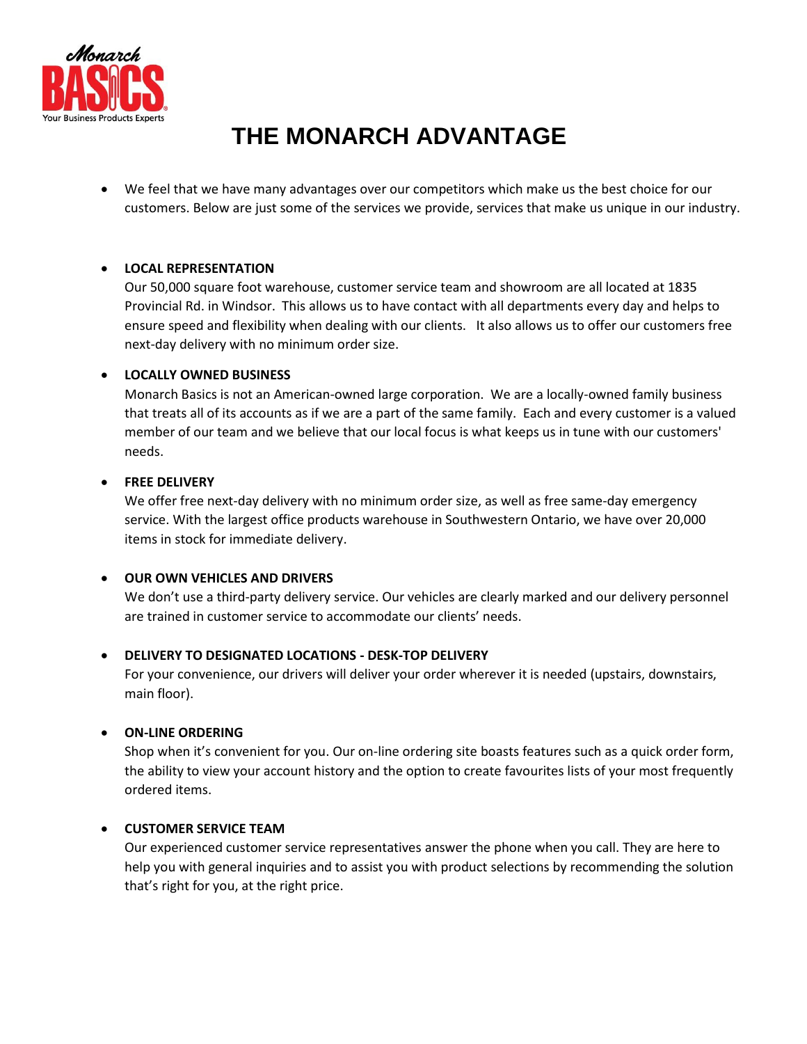# THE MONARCH ADVANTAGE

- We feel that we have many advantages over our competitors which make us the best choice for our customers. Below are just some of the services we provide, services that make us unique in our industry.

- **LOCAL REPRESENTATION**
  Our 50,000 square foot warehouse, customer service team and showroom are all located at 1835 Provincial Rd. in Windsor. This allows us to have contact with all departments every day and helps to ensure speed and flexibility when dealing with our clients. It also allows us to offer our customers free next-day delivery with no minimum order size.

- **LOCALLY OWNED BUSINESS**
  Monarch Basics is not an American-owned large corporation. We are a locally-owned family business that treats all of its accounts as if we are a part of the same family. Each and every customer is a valued member of our team and we believe that our local focus is what keeps us in tune with our customers' needs.

- **FREE DELIVERY**
  We offer free next-day delivery with no minimum order size, as well as free same-day emergency service. With the largest office products warehouse in Southwestern Ontario, we have over 20,000 items in stock for immediate delivery.

- **OUR OWN VEHICLES AND DRIVERS**
  We don't use a third-party delivery service. Our vehicles are clearly marked and our delivery personnel are trained in customer service to accommodate our clients' needs.

- **DELIVERY TO DESIGNATED LOCATIONS - DESK-TOP DELIVERY**
  For your convenience, our drivers will deliver your order wherever it is needed (upstairs, downstairs, main floor).

- **ON-LINE ORDERING**
  Shop when it's convenient for you. Our on-line ordering site boasts features such as a quick order form, the ability to view your account history and the option to create favourites lists of your most frequently ordered items.

- **CUSTOMER SERVICE TEAM**
  Our experienced customer service representatives answer the phone when you call. They are here to help you with general inquiries and to assist you with product selections by recommending the solution that's right for you, at the right price.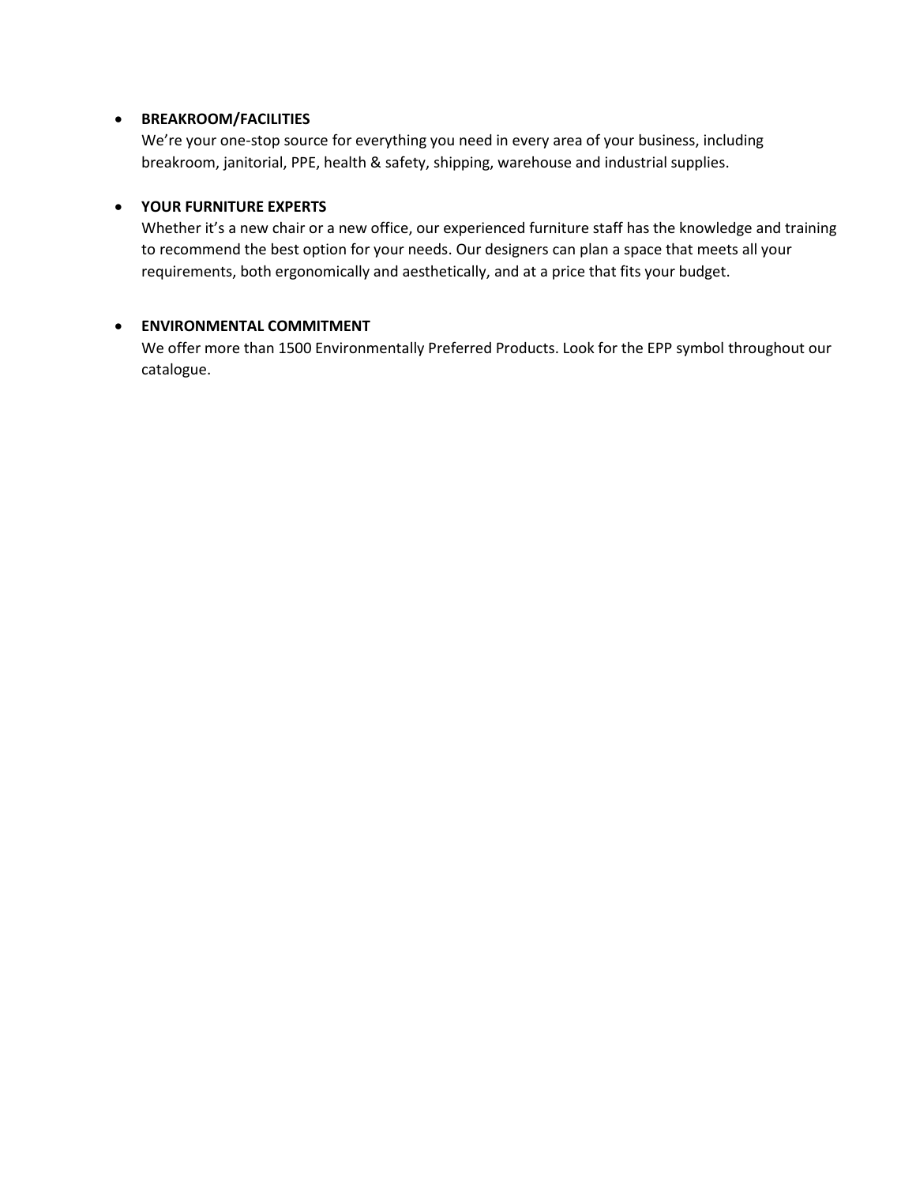- **BREAKROOM/FACILITIES**
  We're your one-stop source for everything you need in every area of your business, including breakroom, janitorial, PPE, health & safety, shipping, warehouse and industrial supplies.

- **YOUR FURNITURE EXPERTS**
  Whether it's a new chair or a new office, our experienced furniture staff has the knowledge and training to recommend the best option for your needs. Our designers can plan a space that meets all your requirements, both ergonomically and aesthetically, and at a price that fits your budget.

- **ENVIRONMENTAL COMMITMENT**
  We offer more than 1500 Environmentally Preferred Products. Look for the EPP symbol throughout our catalogue.